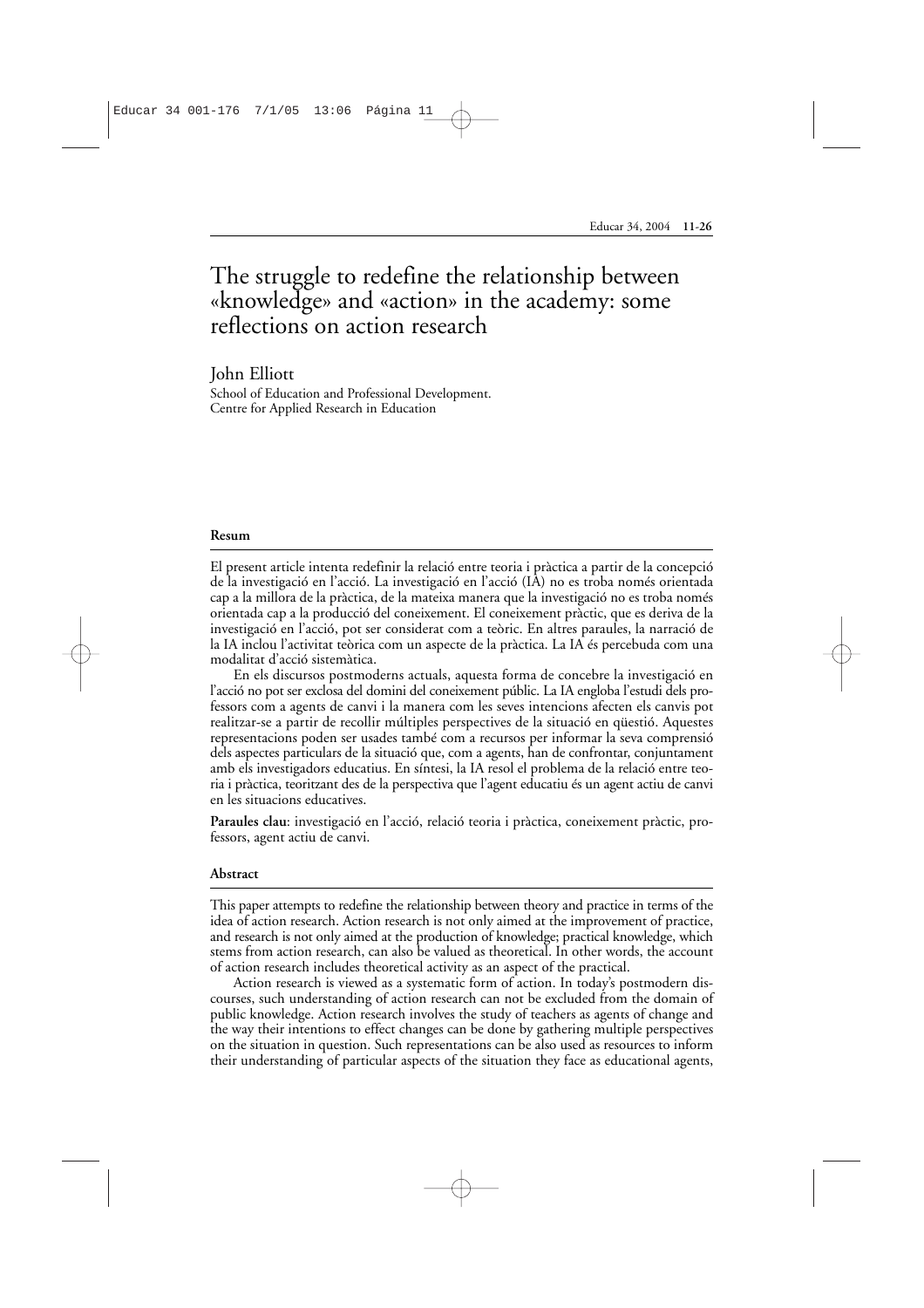# The struggle to redefine the relationship between «knowledge» and «action» in the academy: some reflections on action research

John Elliott

School of Education and Professional Development.
Centre for Applied Research in Education

## Resum

El present article intenta redefinir la relació entre teoria i pràctica a partir de la concepció de la investigació en l'acció. La investigació en l'acció (IA) no es troba només orientada cap a la millora de la pràctica, de la mateixa manera que la investigació no es troba només orientada cap a la producció del coneixement. El coneixement pràctic, que es deriva de la investigació en l'acció, pot ser considerat com a teòric. En altres paraules, la narració de la IA inclou l'activitat teòrica com un aspecte de la pràctica. La IA és percebuda com una modalitat d'acció sistemàtica.

En els discursos postmoderns actuals, aquesta forma de concebre la investigació en l'acció no pot ser exclosa del domini del coneixement públic. La IA engloba l'estudi dels professors com a agents de canvi i la manera com les seves intencions afecten els canvis pot realitzar-se a partir de recollir múltiples perspectives de la situació en qüestió. Aquestes representacions poden ser usades també com a recursos per informar la seva comprensió dels aspectes particulars de la situació que, com a agents, han de confrontar, conjuntament amb els investigadors educatius. En síntesi, la IA resol el problema de la relació entre teoria i pràctica, teoritzant des de la perspectiva que l'agent educatiu és un agent actiu de canvi en les situacions educatives.

**Paraules clau**: investigació en l'acció, relació teoria i pràctica, coneixement pràctic, professors, agent actiu de canvi.

## Abstract

This paper attempts to redefine the relationship between theory and practice in terms of the idea of action research. Action research is not only aimed at the improvement of practice, and research is not only aimed at the production of knowledge; practical knowledge, which stems from action research, can also be valued as theoretical. In other words, the account of action research includes theoretical activity as an aspect of the practical.

Action research is viewed as a systematic form of action. In today's postmodern discourses, such understanding of action research can not be excluded from the domain of public knowledge. Action research involves the study of teachers as agents of change and the way their intentions to effect changes can be done by gathering multiple perspectives on the situation in question. Such representations can be also used as resources to inform their understanding of particular aspects of the situation they face as educational agents,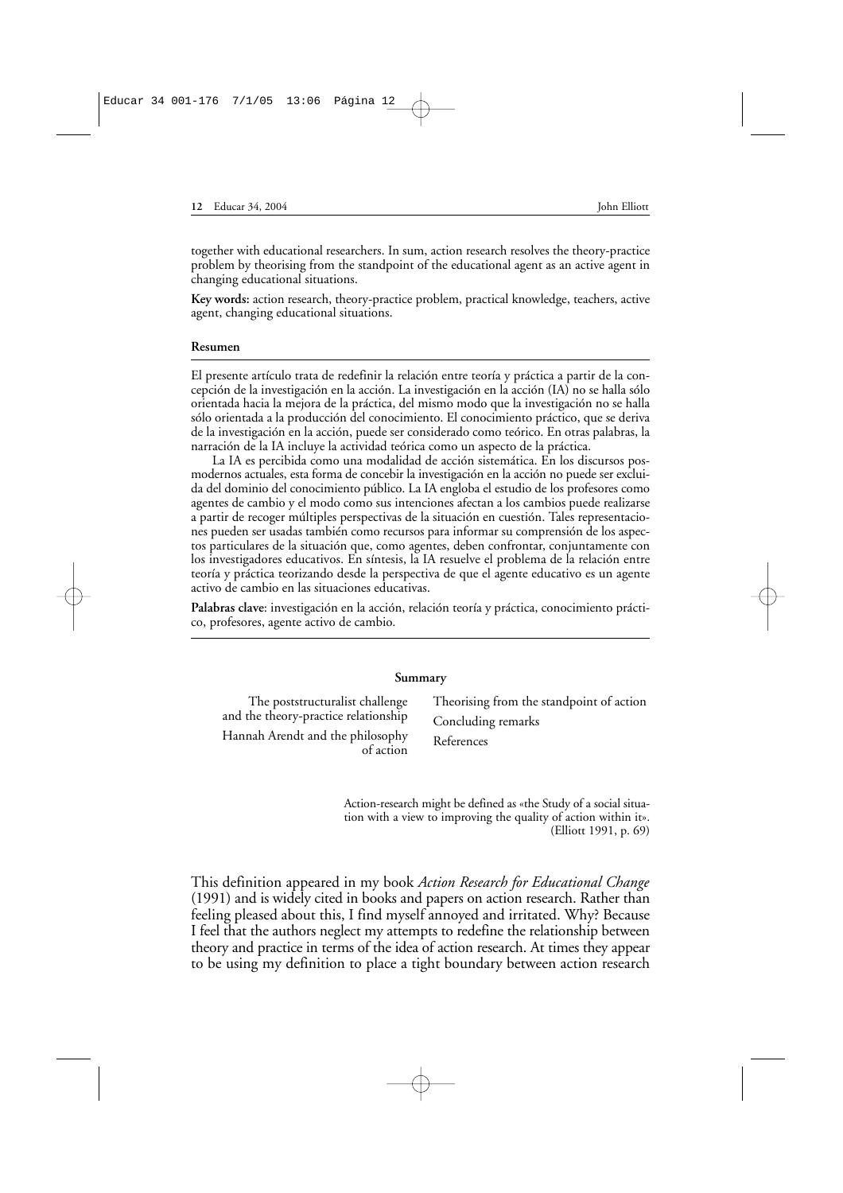together with educational researchers. In sum, action research resolves the theory-practice problem by theorising from the standpoint of the educational agent as an active agent in changing educational situations.

**Key words:** action research, theory-practice problem, practical knowledge, teachers, active agent, changing educational situations.

**Resumen**

El presente artículo trata de redefinir la relación entre teoría y práctica a partir de la concepción de la investigación en la acción. La investigación en la acción (IA) no se halla sólo orientada hacia la mejora de la práctica, del mismo modo que la investigación no se halla sólo orientada a la producción del conocimiento. El conocimiento práctico, que se deriva de la investigación en la acción, puede ser considerado como teórico. En otras palabras, la narración de la IA incluye la actividad teórica como un aspecto de la práctica.

La IA es percibida como una modalidad de acción sistemática. En los discursos posmodernos actuales, esta forma de concebir la investigación en la acción no puede ser excluida del dominio del conocimiento público. La IA engloba el estudio de los profesores como agentes de cambio y el modo como sus intenciones afectan a los cambios puede realizarse a partir de recoger múltiples perspectivas de la situación en cuestión. Tales representaciones pueden ser usadas también como recursos para informar su comprensión de los aspectos particulares de la situación que, como agentes, deben confrontar, conjuntamente con los investigadores educativos. En síntesis, la IA resuelve el problema de la relación entre teoría y práctica teorizando desde la perspectiva de que el agente educativo es un agente activo de cambio en las situaciones educativas.

**Palabras clave**: investigación en la acción, relación teoría y práctica, conocimiento práctico, profesores, agente activo de cambio.

**Summary**

The poststructuralist challenge and the theory-practice relationship
Hannah Arendt and the philosophy of action
Theorising from the standpoint of action
Concluding remarks
References

> Action-research might be defined as «the Study of a social situation with a view to improving the quality of action within it».
> (Elliott 1991, p. 69)

This definition appeared in my book *Action Research for Educational Change* (1991) and is widely cited in books and papers on action research. Rather than feeling pleased about this, I find myself annoyed and irritated. Why? Because I feel that the authors neglect my attempts to redefine the relationship between theory and practice in terms of the idea of action research. At times they appear to be using my definition to place a tight boundary between action research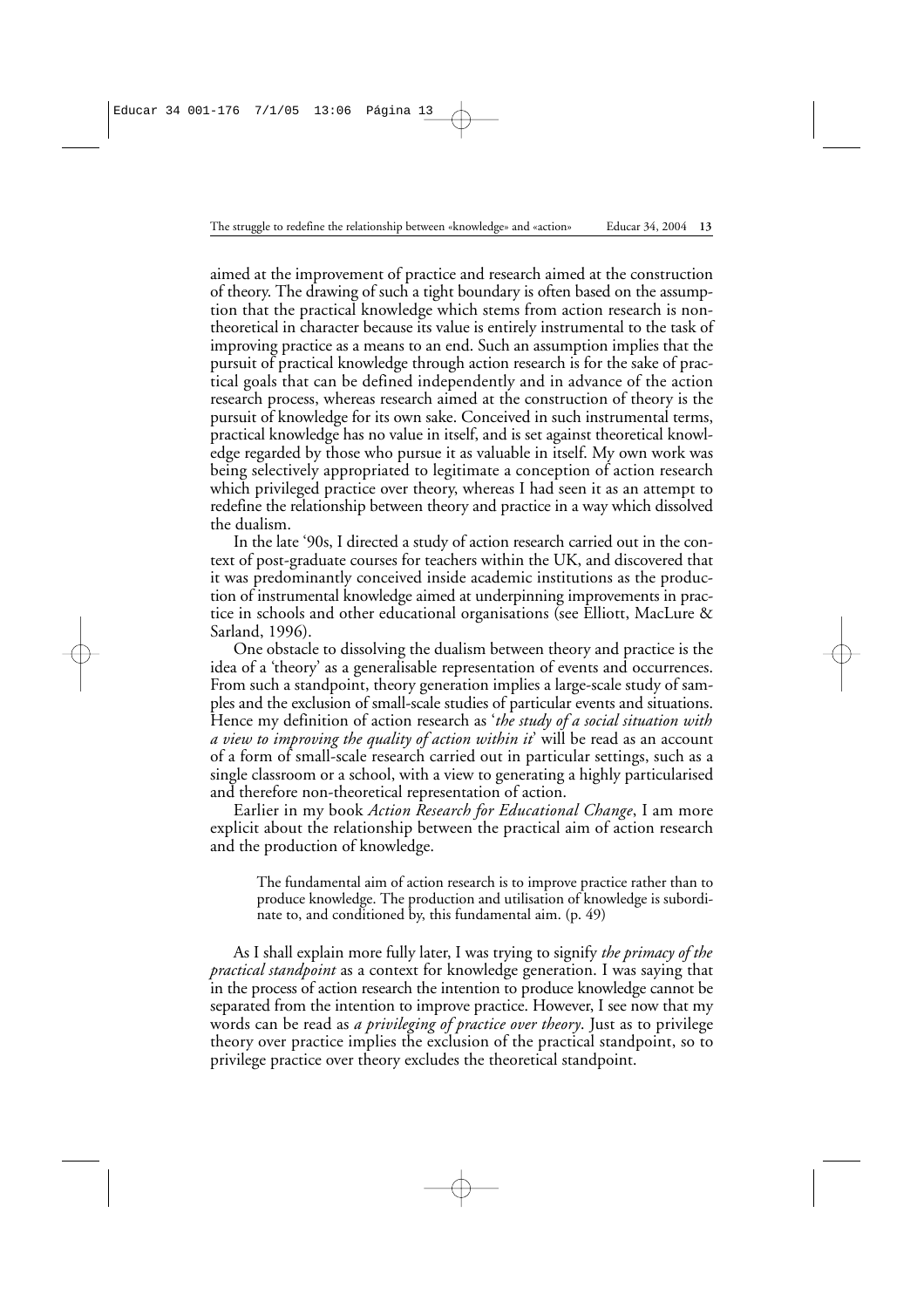aimed at the improvement of practice and research aimed at the construction of theory. The drawing of such a tight boundary is often based on the assumption that the practical knowledge which stems from action research is non-theoretical in character because its value is entirely instrumental to the task of improving practice as a means to an end. Such an assumption implies that the pursuit of practical knowledge through action research is for the sake of practical goals that can be defined independently and in advance of the action research process, whereas research aimed at the construction of theory is the pursuit of knowledge for its own sake. Conceived in such instrumental terms, practical knowledge has no value in itself, and is set against theoretical knowledge regarded by those who pursue it as valuable in itself. My own work was being selectively appropriated to legitimate a conception of action research which privileged practice over theory, whereas I had seen it as an attempt to redefine the relationship between theory and practice in a way which dissolved the dualism.

In the late '90s, I directed a study of action research carried out in the context of post-graduate courses for teachers within the UK, and discovered that it was predominantly conceived inside academic institutions as the production of instrumental knowledge aimed at underpinning improvements in practice in schools and other educational organisations (see Elliott, MacLure & Sarland, 1996).

One obstacle to dissolving the dualism between theory and practice is the idea of a 'theory' as a generalisable representation of events and occurrences. From such a standpoint, theory generation implies a large-scale study of samples and the exclusion of small-scale studies of particular events and situations. Hence my definition of action research as '*the study of a social situation with a view to improving the quality of action within it*' will be read as an account of a form of small-scale research carried out in particular settings, such as a single classroom or a school, with a view to generating a highly particularised and therefore non-theoretical representation of action.

Earlier in my book *Action Research for Educational Change*, I am more explicit about the relationship between the practical aim of action research and the production of knowledge.

> The fundamental aim of action research is to improve practice rather than to produce knowledge. The production and utilisation of knowledge is subordinate to, and conditioned by, this fundamental aim. (p. 49)

As I shall explain more fully later, I was trying to signify *the primacy of the practical standpoint* as a context for knowledge generation. I was saying that in the process of action research the intention to produce knowledge cannot be separated from the intention to improve practice. However, I see now that my words can be read as *a privileging of practice over theory*. Just as to privilege theory over practice implies the exclusion of the practical standpoint, so to privilege practice over theory excludes the theoretical standpoint.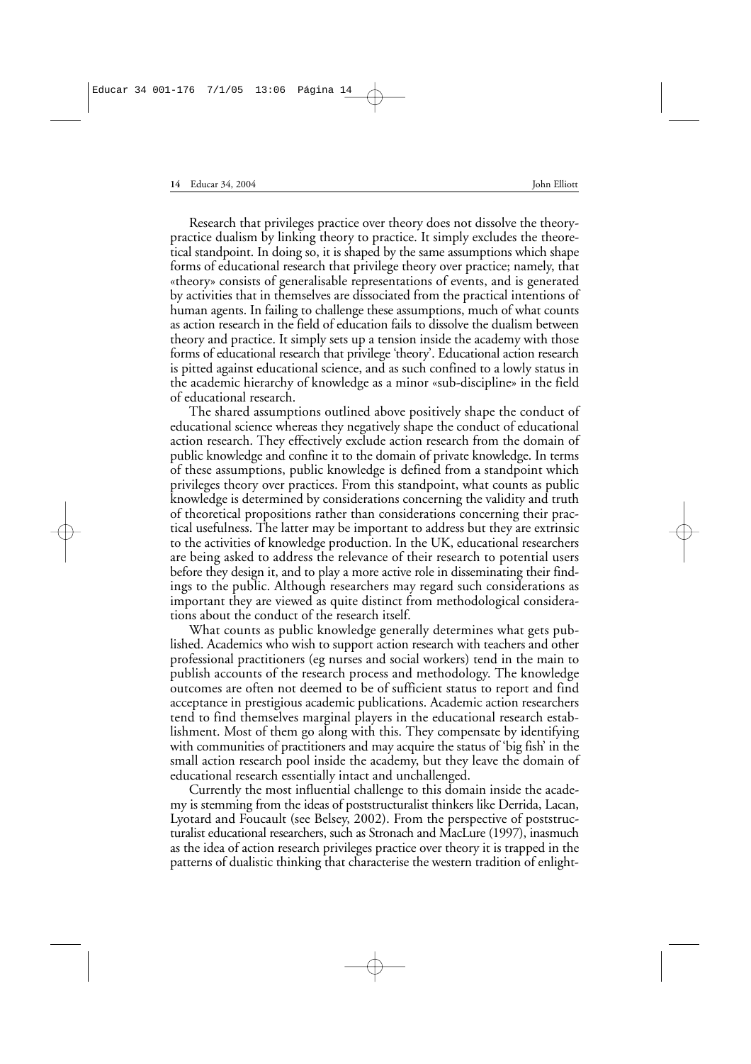Research that privileges practice over theory does not dissolve the theory-practice dualism by linking theory to practice. It simply excludes the theoretical standpoint. In doing so, it is shaped by the same assumptions which shape forms of educational research that privilege theory over practice; namely, that «theory» consists of generalisable representations of events, and is generated by activities that in themselves are dissociated from the practical intentions of human agents. In failing to challenge these assumptions, much of what counts as action research in the field of education fails to dissolve the dualism between theory and practice. It simply sets up a tension inside the academy with those forms of educational research that privilege 'theory'. Educational action research is pitted against educational science, and as such confined to a lowly status in the academic hierarchy of knowledge as a minor «sub-discipline» in the field of educational research.

The shared assumptions outlined above positively shape the conduct of educational science whereas they negatively shape the conduct of educational action research. They effectively exclude action research from the domain of public knowledge and confine it to the domain of private knowledge. In terms of these assumptions, public knowledge is defined from a standpoint which privileges theory over practices. From this standpoint, what counts as public knowledge is determined by considerations concerning the validity and truth of theoretical propositions rather than considerations concerning their practical usefulness. The latter may be important to address but they are extrinsic to the activities of knowledge production. In the UK, educational researchers are being asked to address the relevance of their research to potential users before they design it, and to play a more active role in disseminating their findings to the public. Although researchers may regard such considerations as important they are viewed as quite distinct from methodological considerations about the conduct of the research itself.

What counts as public knowledge generally determines what gets published. Academics who wish to support action research with teachers and other professional practitioners (eg nurses and social workers) tend in the main to publish accounts of the research process and methodology. The knowledge outcomes are often not deemed to be of sufficient status to report and find acceptance in prestigious academic publications. Academic action researchers tend to find themselves marginal players in the educational research establishment. Most of them go along with this. They compensate by identifying with communities of practitioners and may acquire the status of 'big fish' in the small action research pool inside the academy, but they leave the domain of educational research essentially intact and unchallenged.

Currently the most influential challenge to this domain inside the academy is stemming from the ideas of poststructuralist thinkers like Derrida, Lacan, Lyotard and Foucault (see Belsey, 2002). From the perspective of poststructuralist educational researchers, such as Stronach and MacLure (1997), inasmuch as the idea of action research privileges practice over theory it is trapped in the patterns of dualistic thinking that characterise the western tradition of enlight-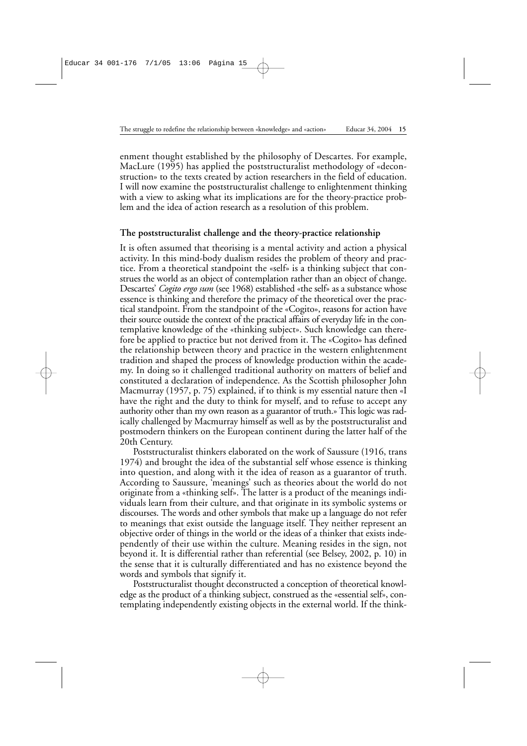enment thought established by the philosophy of Descartes. For example, MacLure (1995) has applied the poststructuralist methodology of «deconstruction» to the texts created by action researchers in the field of education. I will now examine the poststructuralist challenge to enlightenment thinking with a view to asking what its implications are for the theory-practice problem and the idea of action research as a resolution of this problem.

## The poststructuralist challenge and the theory-practice relationship

It is often assumed that theorising is a mental activity and action a physical activity. In this mind-body dualism resides the problem of theory and practice. From a theoretical standpoint the «self» is a thinking subject that construes the world as an object of contemplation rather than an object of change. Descartes' *Cogito ergo sum* (see 1968) established «the self» as a substance whose essence is thinking and therefore the primacy of the theoretical over the practical standpoint. From the standpoint of the «Cogito», reasons for action have their source outside the context of the practical affairs of everyday life in the contemplative knowledge of the «thinking subject». Such knowledge can therefore be applied to practice but not derived from it. The «Cogito» has defined the relationship between theory and practice in the western enlightenment tradition and shaped the process of knowledge production within the academy. In doing so it challenged traditional authority on matters of belief and constituted a declaration of independence. As the Scottish philosopher John Macmurray (1957, p. 75) explained, if to think is my essential nature then «I have the right and the duty to think for myself, and to refuse to accept any authority other than my own reason as a guarantor of truth.» This logic was radically challenged by Macmurray himself as well as by the poststructuralist and postmodern thinkers on the European continent during the latter half of the 20th Century.

Poststructuralist thinkers elaborated on the work of Saussure (1916, trans 1974) and brought the idea of the substantial self whose essence is thinking into question, and along with it the idea of reason as a guarantor of truth. According to Saussure, 'meanings' such as theories about the world do not originate from a «thinking self». The latter is a product of the meanings individuals learn from their culture, and that originate in its symbolic systems or discourses. The words and other symbols that make up a language do not refer to meanings that exist outside the language itself. They neither represent an objective order of things in the world or the ideas of a thinker that exists independently of their use within the culture. Meaning resides in the sign, not beyond it. It is differential rather than referential (see Belsey, 2002, p. 10) in the sense that it is culturally differentiated and has no existence beyond the words and symbols that signify it.

Poststructuralist thought deconstructed a conception of theoretical knowledge as the product of a thinking subject, construed as the «essential self», contemplating independently existing objects in the external world. If the think-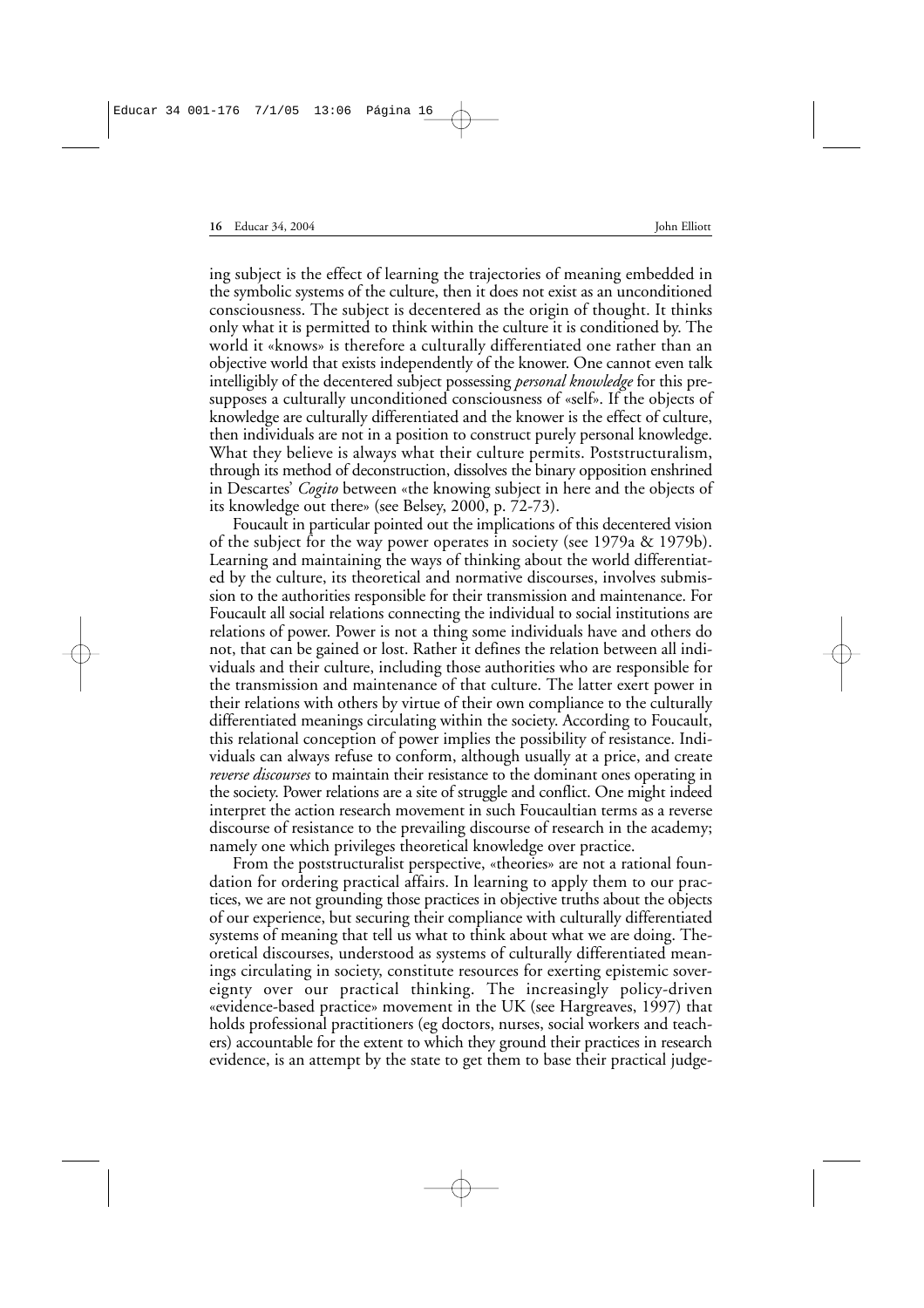ing subject is the effect of learning the trajectories of meaning embedded in the symbolic systems of the culture, then it does not exist as an unconditioned consciousness. The subject is decentered as the origin of thought. It thinks only what it is permitted to think within the culture it is conditioned by. The world it «knows» is therefore a culturally differentiated one rather than an objective world that exists independently of the knower. One cannot even talk intelligibly of the decentered subject possessing *personal knowledge* for this presupposes a culturally unconditioned consciousness of «self». If the objects of knowledge are culturally differentiated and the knower is the effect of culture, then individuals are not in a position to construct purely personal knowledge. What they believe is always what their culture permits. Poststructuralism, through its method of deconstruction, dissolves the binary opposition enshrined in Descartes' *Cogito* between «the knowing subject in here and the objects of its knowledge out there» (see Belsey, 2000, p. 72-73).

Foucault in particular pointed out the implications of this decentered vision of the subject for the way power operates in society (see 1979a & 1979b). Learning and maintaining the ways of thinking about the world differentiated by the culture, its theoretical and normative discourses, involves submission to the authorities responsible for their transmission and maintenance. For Foucault all social relations connecting the individual to social institutions are relations of power. Power is not a thing some individuals have and others do not, that can be gained or lost. Rather it defines the relation between all individuals and their culture, including those authorities who are responsible for the transmission and maintenance of that culture. The latter exert power in their relations with others by virtue of their own compliance to the culturally differentiated meanings circulating within the society. According to Foucault, this relational conception of power implies the possibility of resistance. Individuals can always refuse to conform, although usually at a price, and create *reverse discourses* to maintain their resistance to the dominant ones operating in the society. Power relations are a site of struggle and conflict. One might indeed interpret the action research movement in such Foucaultian terms as a reverse discourse of resistance to the prevailing discourse of research in the academy; namely one which privileges theoretical knowledge over practice.

From the poststructuralist perspective, «theories» are not a rational foundation for ordering practical affairs. In learning to apply them to our practices, we are not grounding those practices in objective truths about the objects of our experience, but securing their compliance with culturally differentiated systems of meaning that tell us what to think about what we are doing. Theoretical discourses, understood as systems of culturally differentiated meanings circulating in society, constitute resources for exerting epistemic sovereignty over our practical thinking. The increasingly policy-driven «evidence-based practice» movement in the UK (see Hargreaves, 1997) that holds professional practitioners (eg doctors, nurses, social workers and teachers) accountable for the extent to which they ground their practices in research evidence, is an attempt by the state to get them to base their practical judge-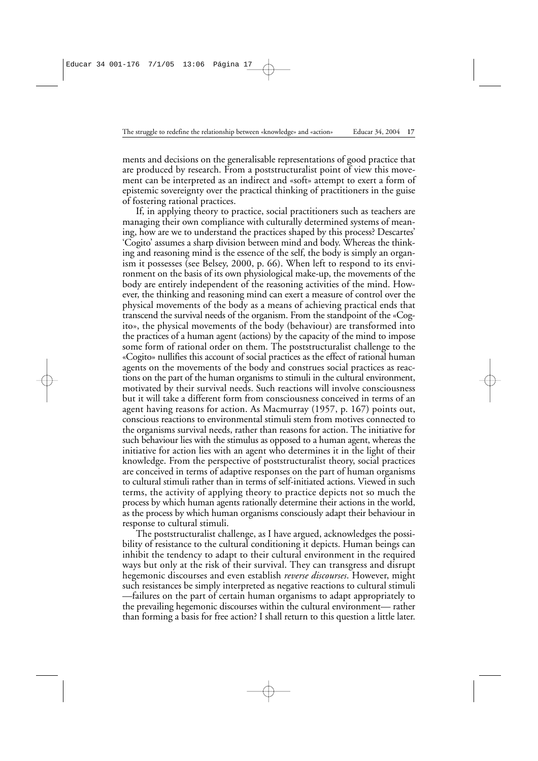ments and decisions on the generalisable representations of good practice that are produced by research. From a poststructuralist point of view this movement can be interpreted as an indirect and «soft» attempt to exert a form of epistemic sovereignty over the practical thinking of practitioners in the guise of fostering rational practices.

If, in applying theory to practice, social practitioners such as teachers are managing their own compliance with culturally determined systems of meaning, how are we to understand the practices shaped by this process? Descartes' 'Cogito' assumes a sharp division between mind and body. Whereas the thinking and reasoning mind is the essence of the self, the body is simply an organism it possesses (see Belsey, 2000, p. 66). When left to respond to its environment on the basis of its own physiological make-up, the movements of the body are entirely independent of the reasoning activities of the mind. However, the thinking and reasoning mind can exert a measure of control over the physical movements of the body as a means of achieving practical ends that transcend the survival needs of the organism. From the standpoint of the «Cogito», the physical movements of the body (behaviour) are transformed into the practices of a human agent (actions) by the capacity of the mind to impose some form of rational order on them. The poststructuralist challenge to the «Cogito» nullifies this account of social practices as the effect of rational human agents on the movements of the body and construes social practices as reactions on the part of the human organisms to stimuli in the cultural environment, motivated by their survival needs. Such reactions will involve consciousness but it will take a different form from consciousness conceived in terms of an agent having reasons for action. As Macmurray (1957, p. 167) points out, conscious reactions to environmental stimuli stem from motives connected to the organisms survival needs, rather than reasons for action. The initiative for such behaviour lies with the stimulus as opposed to a human agent, whereas the initiative for action lies with an agent who determines it in the light of their knowledge. From the perspective of poststructuralist theory, social practices are conceived in terms of adaptive responses on the part of human organisms to cultural stimuli rather than in terms of self-initiated actions. Viewed in such terms, the activity of applying theory to practice depicts not so much the process by which human agents rationally determine their actions in the world, as the process by which human organisms consciously adapt their behaviour in response to cultural stimuli.

The poststructuralist challenge, as I have argued, acknowledges the possibility of resistance to the cultural conditioning it depicts. Human beings can inhibit the tendency to adapt to their cultural environment in the required ways but only at the risk of their survival. They can transgress and disrupt hegemonic discourses and even establish *reverse discourses*. However, might such resistances be simply interpreted as negative reactions to cultural stimuli —failures on the part of certain human organisms to adapt appropriately to the prevailing hegemonic discourses within the cultural environment— rather than forming a basis for free action? I shall return to this question a little later.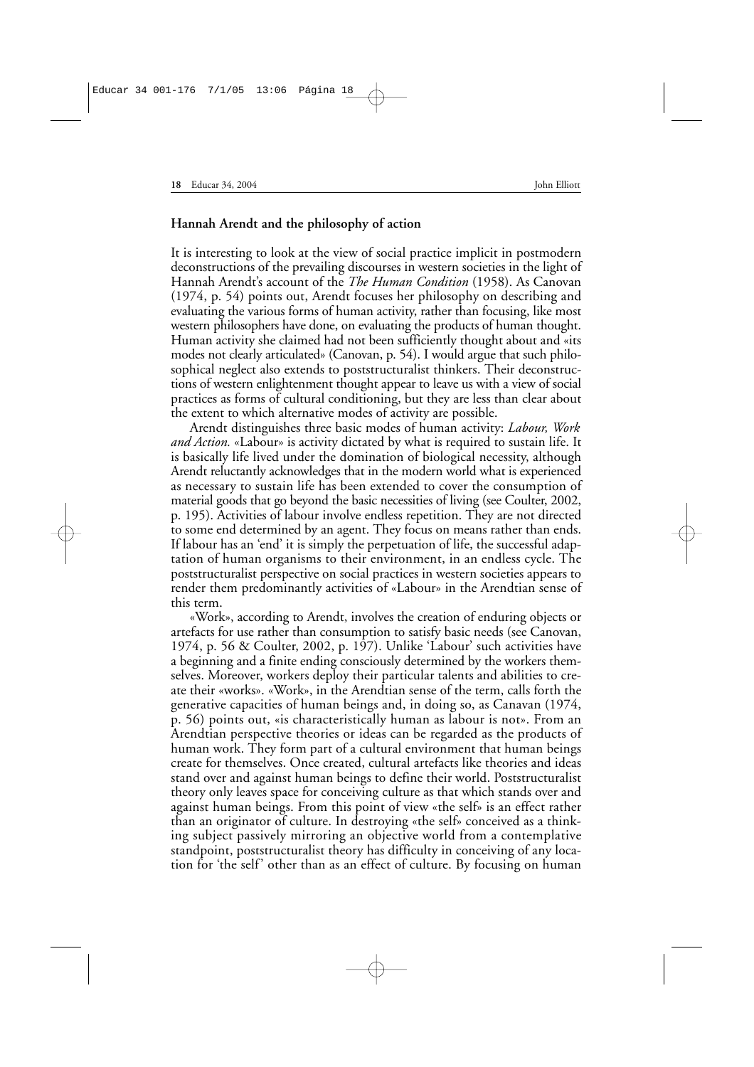## Hannah Arendt and the philosophy of action

It is interesting to look at the view of social practice implicit in postmodern deconstructions of the prevailing discourses in western societies in the light of Hannah Arendt's account of the *The Human Condition* (1958). As Canovan (1974, p. 54) points out, Arendt focuses her philosophy on describing and evaluating the various forms of human activity, rather than focusing, like most western philosophers have done, on evaluating the products of human thought. Human activity she claimed had not been sufficiently thought about and «its modes not clearly articulated» (Canovan, p. 54). I would argue that such philosophical neglect also extends to poststructuralist thinkers. Their deconstructions of western enlightenment thought appear to leave us with a view of social practices as forms of cultural conditioning, but they are less than clear about the extent to which alternative modes of activity are possible.

Arendt distinguishes three basic modes of human activity: *Labour, Work and Action.* «Labour» is activity dictated by what is required to sustain life. It is basically life lived under the domination of biological necessity, although Arendt reluctantly acknowledges that in the modern world what is experienced as necessary to sustain life has been extended to cover the consumption of material goods that go beyond the basic necessities of living (see Coulter, 2002, p. 195). Activities of labour involve endless repetition. They are not directed to some end determined by an agent. They focus on means rather than ends. If labour has an 'end' it is simply the perpetuation of life, the successful adaptation of human organisms to their environment, in an endless cycle. The poststructuralist perspective on social practices in western societies appears to render them predominantly activities of «Labour» in the Arendtian sense of this term.

«Work», according to Arendt, involves the creation of enduring objects or artefacts for use rather than consumption to satisfy basic needs (see Canovan, 1974, p. 56 & Coulter, 2002, p. 197). Unlike 'Labour' such activities have a beginning and a finite ending consciously determined by the workers themselves. Moreover, workers deploy their particular talents and abilities to create their «works». «Work», in the Arendtian sense of the term, calls forth the generative capacities of human beings and, in doing so, as Canavan (1974, p. 56) points out, «is characteristically human as labour is not». From an Arendtian perspective theories or ideas can be regarded as the products of human work. They form part of a cultural environment that human beings create for themselves. Once created, cultural artefacts like theories and ideas stand over and against human beings to define their world. Poststructuralist theory only leaves space for conceiving culture as that which stands over and against human beings. From this point of view «the self» is an effect rather than an originator of culture. In destroying «the self» conceived as a thinking subject passively mirroring an objective world from a contemplative standpoint, poststructuralist theory has difficulty in conceiving of any location for 'the self' other than as an effect of culture. By focusing on human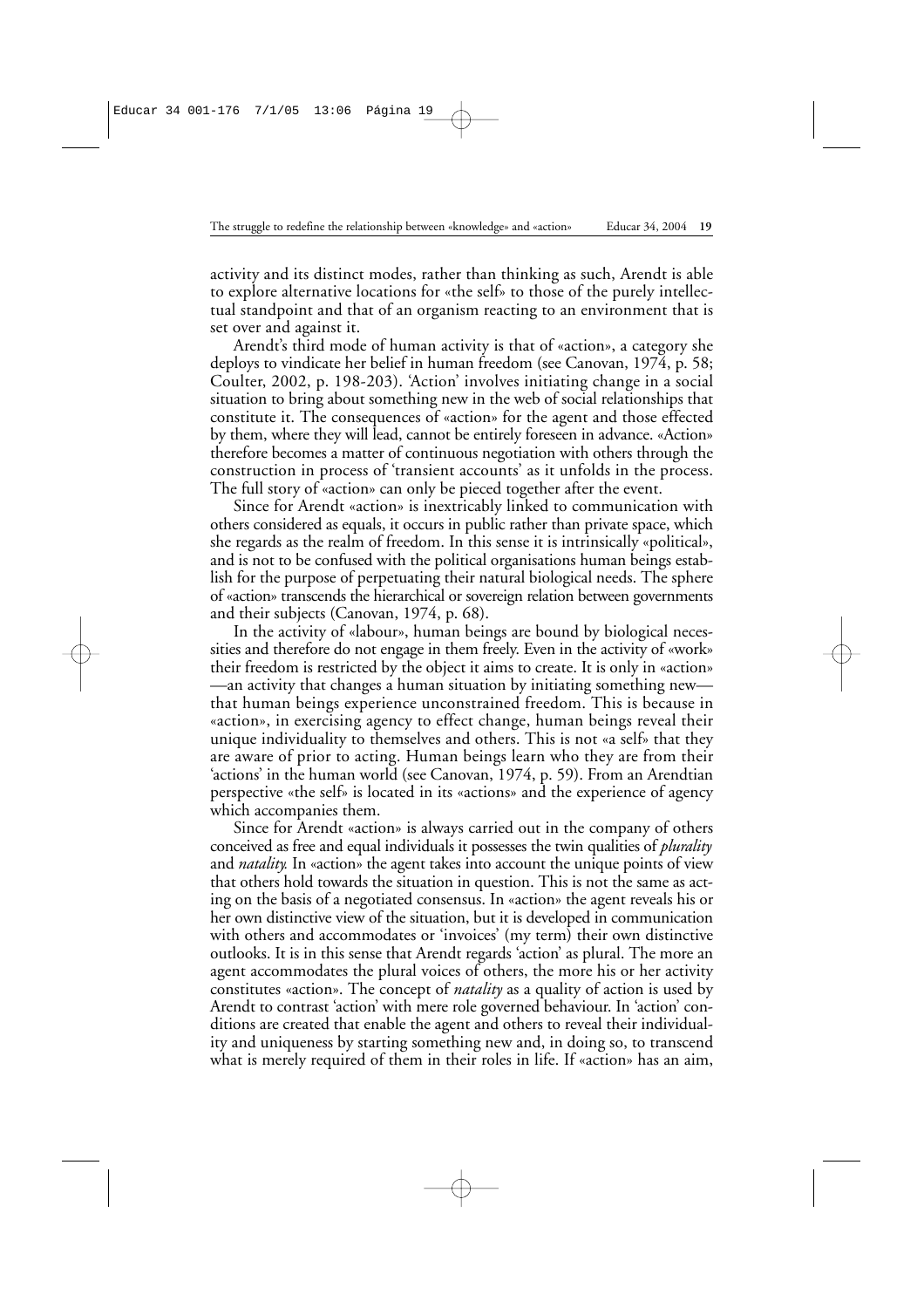activity and its distinct modes, rather than thinking as such, Arendt is able to explore alternative locations for «the self» to those of the purely intellectual standpoint and that of an organism reacting to an environment that is set over and against it.

Arendt's third mode of human activity is that of «action», a category she deploys to vindicate her belief in human freedom (see Canovan, 1974, p. 58; Coulter, 2002, p. 198-203). 'Action' involves initiating change in a social situation to bring about something new in the web of social relationships that constitute it. The consequences of «action» for the agent and those effected by them, where they will lead, cannot be entirely foreseen in advance. «Action» therefore becomes a matter of continuous negotiation with others through the construction in process of 'transient accounts' as it unfolds in the process. The full story of «action» can only be pieced together after the event.

Since for Arendt «action» is inextricably linked to communication with others considered as equals, it occurs in public rather than private space, which she regards as the realm of freedom. In this sense it is intrinsically «political», and is not to be confused with the political organisations human beings establish for the purpose of perpetuating their natural biological needs. The sphere of «action» transcends the hierarchical or sovereign relation between governments and their subjects (Canovan, 1974, p. 68).

In the activity of «labour», human beings are bound by biological necessities and therefore do not engage in them freely. Even in the activity of «work» their freedom is restricted by the object it aims to create. It is only in «action» —an activity that changes a human situation by initiating something new— that human beings experience unconstrained freedom. This is because in «action», in exercising agency to effect change, human beings reveal their unique individuality to themselves and others. This is not «a self» that they are aware of prior to acting. Human beings learn who they are from their 'actions' in the human world (see Canovan, 1974, p. 59). From an Arendtian perspective «the self» is located in its «actions» and the experience of agency which accompanies them.

Since for Arendt «action» is always carried out in the company of others conceived as free and equal individuals it possesses the twin qualities of *plurality* and *natality.* In «action» the agent takes into account the unique points of view that others hold towards the situation in question. This is not the same as acting on the basis of a negotiated consensus. In «action» the agent reveals his or her own distinctive view of the situation, but it is developed in communication with others and accommodates or 'invoices' (my term) their own distinctive outlooks. It is in this sense that Arendt regards 'action' as plural. The more an agent accommodates the plural voices of others, the more his or her activity constitutes «action». The concept of *natality* as a quality of action is used by Arendt to contrast 'action' with mere role governed behaviour. In 'action' conditions are created that enable the agent and others to reveal their individuality and uniqueness by starting something new and, in doing so, to transcend what is merely required of them in their roles in life. If «action» has an aim,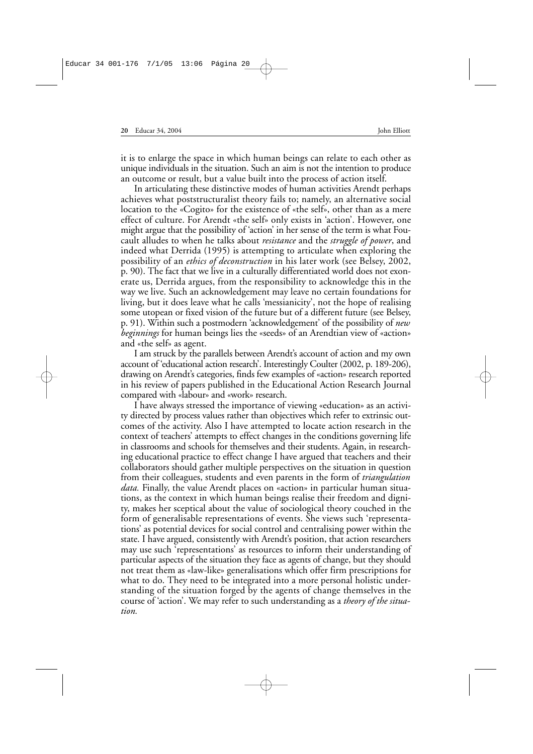it is to enlarge the space in which human beings can relate to each other as unique individuals in the situation. Such an aim is not the intention to produce an outcome or result, but a value built into the process of action itself.

In articulating these distinctive modes of human activities Arendt perhaps achieves what poststructuralist theory fails to; namely, an alternative social location to the «Cogito» for the existence of «the self», other than as a mere effect of culture. For Arendt «the self» only exists in 'action'. However, one might argue that the possibility of 'action' in her sense of the term is what Foucault alludes to when he talks about *resistance* and the *struggle of power*, and indeed what Derrida (1995) is attempting to articulate when exploring the possibility of an *ethics of deconstruction* in his later work (see Belsey, 2002, p. 90). The fact that we live in a culturally differentiated world does not exonerate us, Derrida argues, from the responsibility to acknowledge this in the way we live. Such an acknowledgement may leave no certain foundations for living, but it does leave what he calls 'messianicity', not the hope of realising some utopean or fixed vision of the future but of a different future (see Belsey, p. 91). Within such a postmodern 'acknowledgement' of the possibility of *new beginnings* for human beings lies the «seeds» of an Arendtian view of «action» and «the self» as agent.

I am struck by the parallels between Arendt's account of action and my own account of 'educational action research'. Interestingly Coulter (2002, p. 189-206), drawing on Arendt's categories, finds few examples of «action» research reported in his review of papers published in the Educational Action Research Journal compared with «labour» and «work» research.

I have always stressed the importance of viewing «education» as an activity directed by process values rather than objectives which refer to extrinsic outcomes of the activity. Also I have attempted to locate action research in the context of teachers' attempts to effect changes in the conditions governing life in classrooms and schools for themselves and their students. Again, in researching educational practice to effect change I have argued that teachers and their collaborators should gather multiple perspectives on the situation in question from their colleagues, students and even parents in the form of *triangulation data.* Finally, the value Arendt places on «action» in particular human situations, as the context in which human beings realise their freedom and dignity, makes her sceptical about the value of sociological theory couched in the form of generalisable representations of events. She views such 'representations' as potential devices for social control and centralising power within the state. I have argued, consistently with Arendt's position, that action researchers may use such 'representations' as resources to inform their understanding of particular aspects of the situation they face as agents of change, but they should not treat them as «law-like» generalisations which offer firm prescriptions for what to do. They need to be integrated into a more personal holistic understanding of the situation forged by the agents of change themselves in the course of 'action'. We may refer to such understanding as a *theory of the situation.*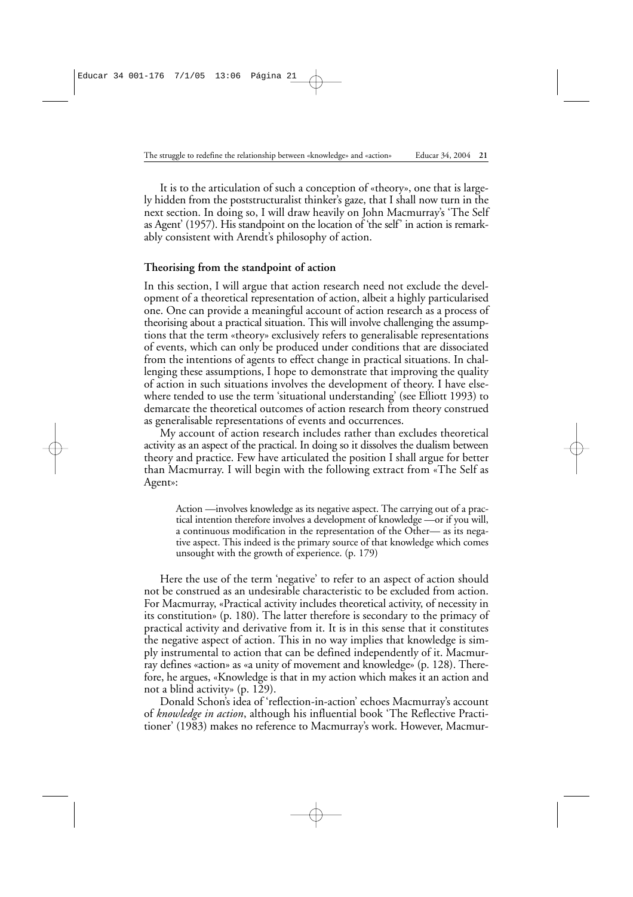It is to the articulation of such a conception of «theory», one that is largely hidden from the poststructuralist thinker's gaze, that I shall now turn in the next section. In doing so, I will draw heavily on John Macmurray's 'The Self as Agent' (1957). His standpoint on the location of 'the self' in action is remarkably consistent with Arendt's philosophy of action.

## Theorising from the standpoint of action

In this section, I will argue that action research need not exclude the development of a theoretical representation of action, albeit a highly particularised one. One can provide a meaningful account of action research as a process of theorising about a practical situation. This will involve challenging the assumptions that the term «theory» exclusively refers to generalisable representations of events, which can only be produced under conditions that are dissociated from the intentions of agents to effect change in practical situations. In challenging these assumptions, I hope to demonstrate that improving the quality of action in such situations involves the development of theory. I have elsewhere tended to use the term 'situational understanding' (see Elliott 1993) to demarcate the theoretical outcomes of action research from theory construed as generalisable representations of events and occurrences.

My account of action research includes rather than excludes theoretical activity as an aspect of the practical. In doing so it dissolves the dualism between theory and practice. Few have articulated the position I shall argue for better than Macmurray. I will begin with the following extract from «The Self as Agent»:

> Action —involves knowledge as its negative aspect. The carrying out of a practical intention therefore involves a development of knowledge —or if you will, a continuous modification in the representation of the Other— as its negative aspect. This indeed is the primary source of that knowledge which comes unsought with the growth of experience. (p. 179)

Here the use of the term 'negative' to refer to an aspect of action should not be construed as an undesirable characteristic to be excluded from action. For Macmurray, «Practical activity includes theoretical activity, of necessity in its constitution» (p. 180). The latter therefore is secondary to the primacy of practical activity and derivative from it. It is in this sense that it constitutes the negative aspect of action. This in no way implies that knowledge is simply instrumental to action that can be defined independently of it. Macmurray defines «action» as «a unity of movement and knowledge» (p. 128). Therefore, he argues, «Knowledge is that in my action which makes it an action and not a blind activity» (p. 129).

Donald Schon's idea of 'reflection-in-action' echoes Macmurray's account of *knowledge in action*, although his influential book 'The Reflective Practitioner' (1983) makes no reference to Macmurray's work. However, Macmur-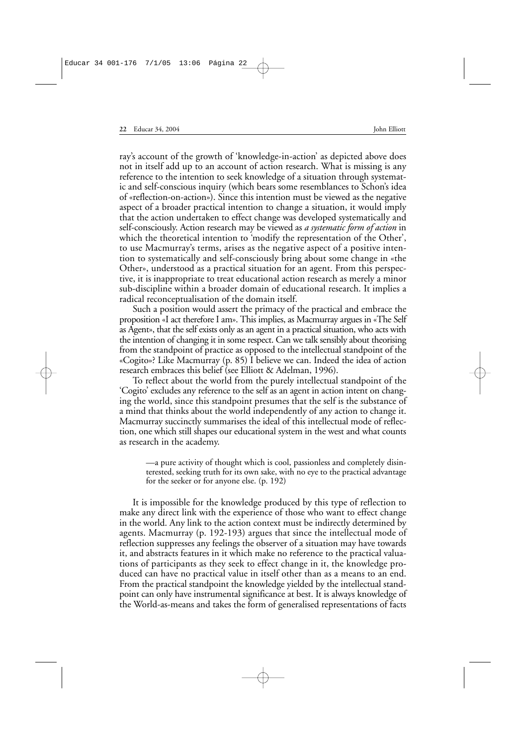ray's account of the growth of 'knowledge-in-action' as depicted above does not in itself add up to an account of action research. What is missing is any reference to the intention to seek knowledge of a situation through systematic and self-conscious inquiry (which bears some resemblances to Schon's idea of «reflection-on-action»). Since this intention must be viewed as the negative aspect of a broader practical intention to change a situation, it would imply that the action undertaken to effect change was developed systematically and self-consciously. Action research may be viewed as *a systematic form of action* in which the theoretical intention to 'modify the representation of the Other', to use Macmurray's terms, arises as the negative aspect of a positive intention to systematically and self-consciously bring about some change in «the Other», understood as a practical situation for an agent. From this perspective, it is inappropriate to treat educational action research as merely a minor sub-discipline within a broader domain of educational research. It implies a radical reconceptualisation of the domain itself.

Such a position would assert the primacy of the practical and embrace the proposition «I act therefore I am». This implies, as Macmurray argues in «The Self as Agent», that the self exists only as an agent in a practical situation, who acts with the intention of changing it in some respect. Can we talk sensibly about theorising from the standpoint of practice as opposed to the intellectual standpoint of the «Cogito»? Like Macmurray (p. 85) I believe we can. Indeed the idea of action research embraces this belief (see Elliott & Adelman, 1996).

To reflect about the world from the purely intellectual standpoint of the 'Cogito' excludes any reference to the self as an agent in action intent on changing the world, since this standpoint presumes that the self is the substance of a mind that thinks about the world independently of any action to change it. Macmurray succinctly summarises the ideal of this intellectual mode of reflection, one which still shapes our educational system in the west and what counts as research in the academy.

> —a pure activity of thought which is cool, passionless and completely disinterested, seeking truth for its own sake, with no eye to the practical advantage for the seeker or for anyone else. (p. 192)

It is impossible for the knowledge produced by this type of reflection to make any direct link with the experience of those who want to effect change in the world. Any link to the action context must be indirectly determined by agents. Macmurray (p. 192-193) argues that since the intellectual mode of reflection suppresses any feelings the observer of a situation may have towards it, and abstracts features in it which make no reference to the practical valuations of participants as they seek to effect change in it, the knowledge produced can have no practical value in itself other than as a means to an end. From the practical standpoint the knowledge yielded by the intellectual standpoint can only have instrumental significance at best. It is always knowledge of the World-as-means and takes the form of generalised representations of facts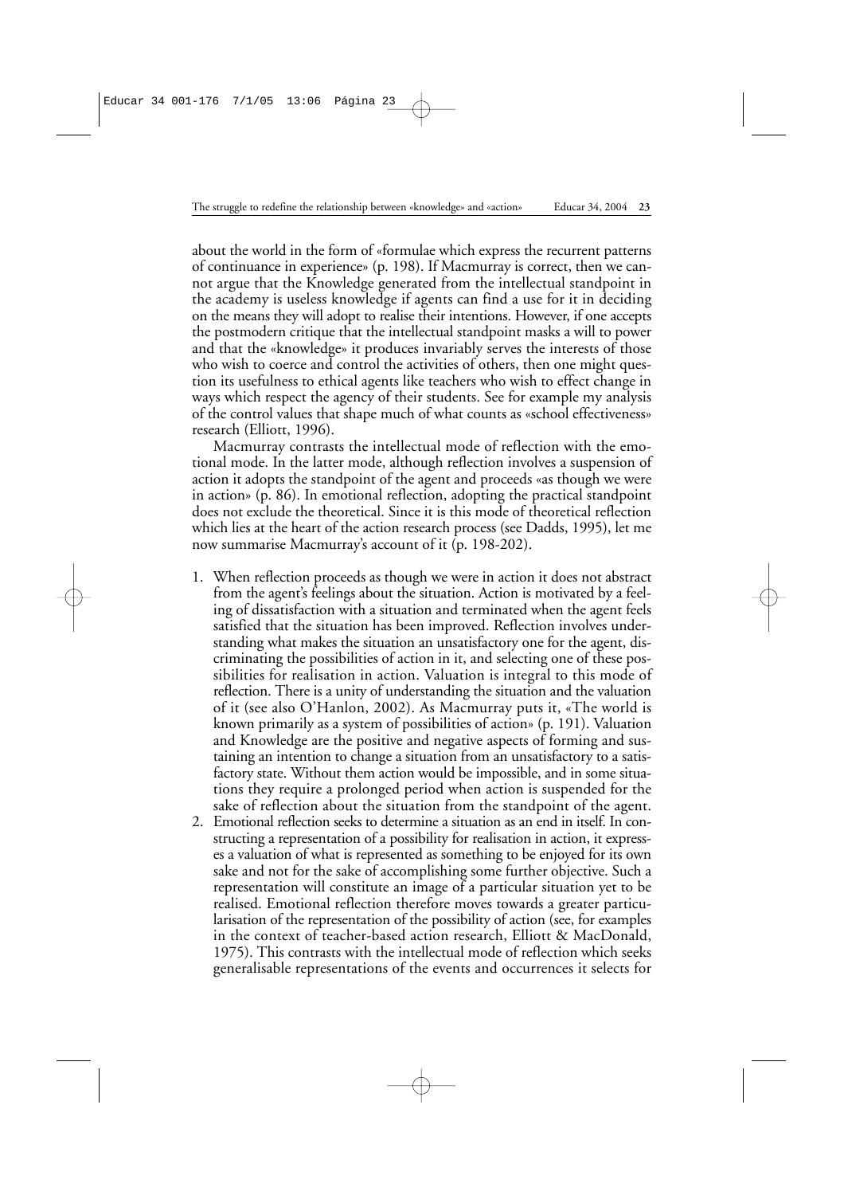about the world in the form of «formulae which express the recurrent patterns of continuance in experience» (p. 198). If Macmurray is correct, then we cannot argue that the Knowledge generated from the intellectual standpoint in the academy is useless knowledge if agents can find a use for it in deciding on the means they will adopt to realise their intentions. However, if one accepts the postmodern critique that the intellectual standpoint masks a will to power and that the «knowledge» it produces invariably serves the interests of those who wish to coerce and control the activities of others, then one might question its usefulness to ethical agents like teachers who wish to effect change in ways which respect the agency of their students. See for example my analysis of the control values that shape much of what counts as «school effectiveness» research (Elliott, 1996).

Macmurray contrasts the intellectual mode of reflection with the emotional mode. In the latter mode, although reflection involves a suspension of action it adopts the standpoint of the agent and proceeds «as though we were in action» (p. 86). In emotional reflection, adopting the practical standpoint does not exclude the theoretical. Since it is this mode of theoretical reflection which lies at the heart of the action research process (see Dadds, 1995), let me now summarise Macmurray's account of it (p. 198-202).

1. When reflection proceeds as though we were in action it does not abstract from the agent's feelings about the situation. Action is motivated by a feeling of dissatisfaction with a situation and terminated when the agent feels satisfied that the situation has been improved. Reflection involves understanding what makes the situation an unsatisfactory one for the agent, discriminating the possibilities of action in it, and selecting one of these possibilities for realisation in action. Valuation is integral to this mode of reflection. There is a unity of understanding the situation and the valuation of it (see also O'Hanlon, 2002). As Macmurray puts it, «The world is known primarily as a system of possibilities of action» (p. 191). Valuation and Knowledge are the positive and negative aspects of forming and sustaining an intention to change a situation from an unsatisfactory to a satisfactory state. Without them action would be impossible, and in some situations they require a prolonged period when action is suspended for the sake of reflection about the situation from the standpoint of the agent.
2. Emotional reflection seeks to determine a situation as an end in itself. In constructing a representation of a possibility for realisation in action, it expresses a valuation of what is represented as something to be enjoyed for its own sake and not for the sake of accomplishing some further objective. Such a representation will constitute an image of a particular situation yet to be realised. Emotional reflection therefore moves towards a greater particularisation of the representation of the possibility of action (see, for examples in the context of teacher-based action research, Elliott & MacDonald, 1975). This contrasts with the intellectual mode of reflection which seeks generalisable representations of the events and occurrences it selects for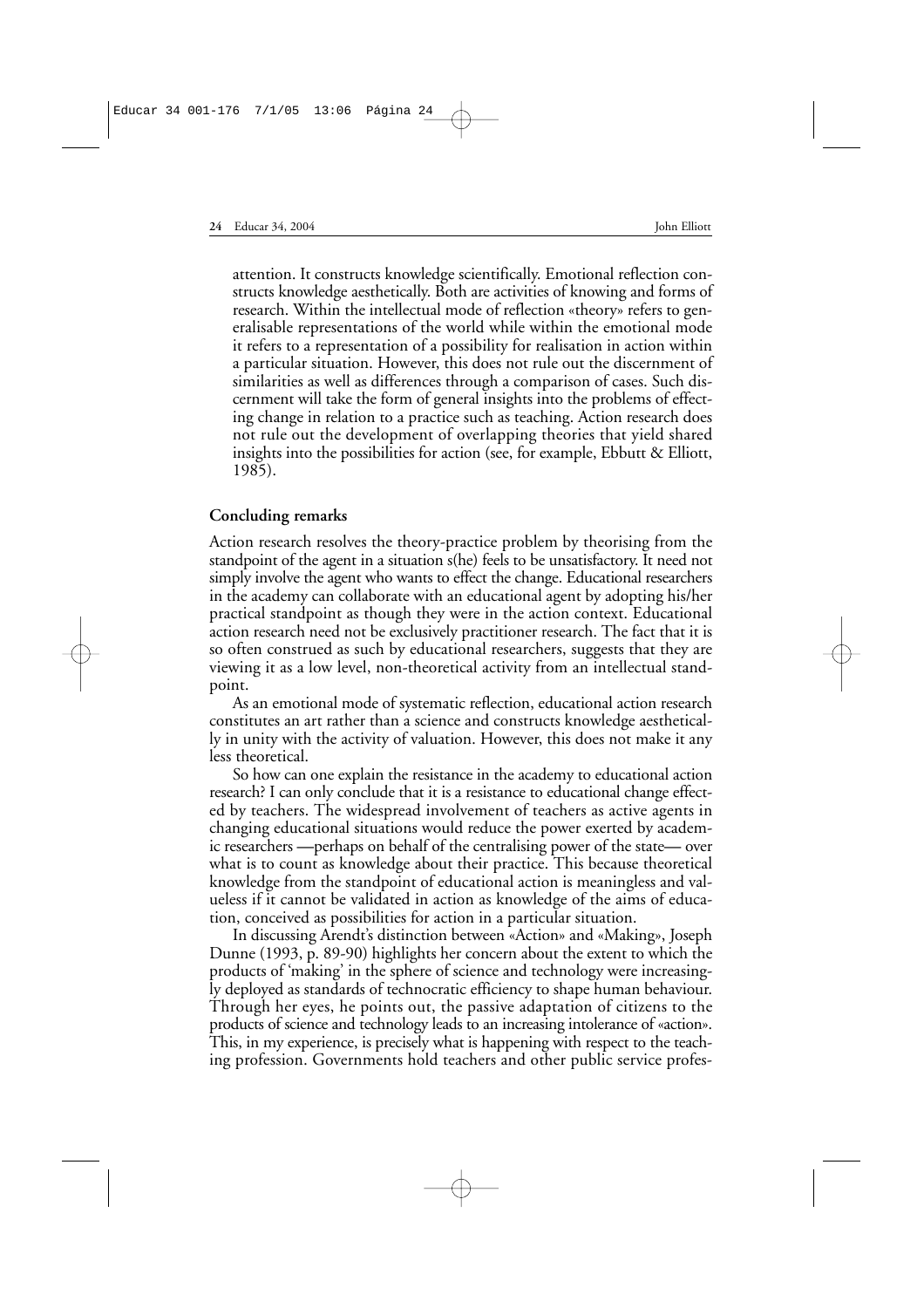attention. It constructs knowledge scientifically. Emotional reflection constructs knowledge aesthetically. Both are activities of knowing and forms of research. Within the intellectual mode of reflection «theory» refers to generalisable representations of the world while within the emotional mode it refers to a representation of a possibility for realisation in action within a particular situation. However, this does not rule out the discernment of similarities as well as differences through a comparison of cases. Such discernment will take the form of general insights into the problems of effecting change in relation to a practice such as teaching. Action research does not rule out the development of overlapping theories that yield shared insights into the possibilities for action (see, for example, Ebbutt & Elliott, 1985).

**Concluding remarks**

Action research resolves the theory-practice problem by theorising from the standpoint of the agent in a situation s(he) feels to be unsatisfactory. It need not simply involve the agent who wants to effect the change. Educational researchers in the academy can collaborate with an educational agent by adopting his/her practical standpoint as though they were in the action context. Educational action research need not be exclusively practitioner research. The fact that it is so often construed as such by educational researchers, suggests that they are viewing it as a low level, non-theoretical activity from an intellectual standpoint.

As an emotional mode of systematic reflection, educational action research constitutes an art rather than a science and constructs knowledge aesthetically in unity with the activity of valuation. However, this does not make it any less theoretical.

So how can one explain the resistance in the academy to educational action research? I can only conclude that it is a resistance to educational change effected by teachers. The widespread involvement of teachers as active agents in changing educational situations would reduce the power exerted by academic researchers —perhaps on behalf of the centralising power of the state— over what is to count as knowledge about their practice. This because theoretical knowledge from the standpoint of educational action is meaningless and valueless if it cannot be validated in action as knowledge of the aims of education, conceived as possibilities for action in a particular situation.

In discussing Arendt's distinction between «Action» and «Making», Joseph Dunne (1993, p. 89-90) highlights her concern about the extent to which the products of 'making' in the sphere of science and technology were increasingly deployed as standards of technocratic efficiency to shape human behaviour. Through her eyes, he points out, the passive adaptation of citizens to the products of science and technology leads to an increasing intolerance of «action». This, in my experience, is precisely what is happening with respect to the teaching profession. Governments hold teachers and other public service profes-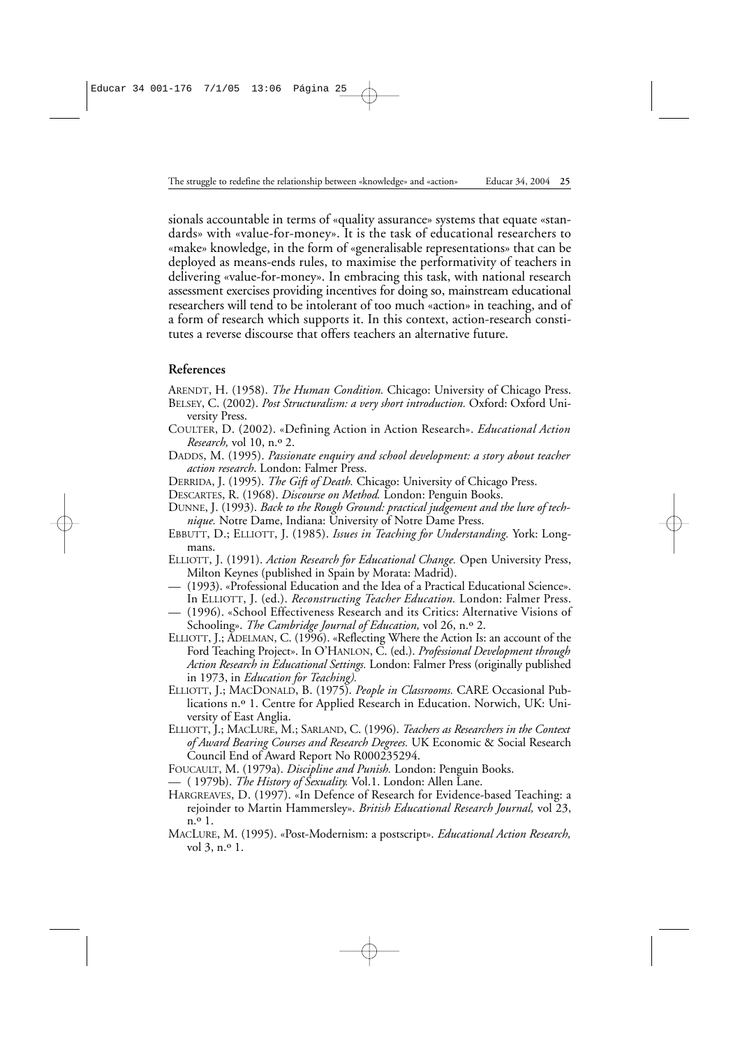sionals accountable in terms of «quality assurance» systems that equate «standards» with «value-for-money». It is the task of educational researchers to «make» knowledge, in the form of «generalisable representations» that can be deployed as means-ends rules, to maximise the performativity of teachers in delivering «value-for-money». In embracing this task, with national research assessment exercises providing incentives for doing so, mainstream educational researchers will tend to be intolerant of too much «action» in teaching, and of a form of research which supports it. In this context, action-research constitutes a reverse discourse that offers teachers an alternative future.

## References

ARENDT, H. (1958). *The Human Condition.* Chicago: University of Chicago Press.

BELSEY, C. (2002). *Post Structuralism: a very short introduction.* Oxford: Oxford University Press.

COULTER, D. (2002). «Defining Action in Action Research». *Educational Action Research,* vol 10, n.º 2.

DADDS, M. (1995). *Passionate enquiry and school development: a story about teacher action research*. London: Falmer Press.

DERRIDA, J. (1995). *The Gift of Death.* Chicago: University of Chicago Press.

DESCARTES, R. (1968). *Discourse on Method.* London: Penguin Books.

DUNNE, J. (1993). *Back to the Rough Ground: practical judgement and the lure of technique.* Notre Dame, Indiana: University of Notre Dame Press.

EBBUTT, D.; ELLIOTT, J. (1985). *Issues in Teaching for Understanding.* York: Longmans.

ELLIOTT, J. (1991). *Action Research for Educational Change.* Open University Press, Milton Keynes (published in Spain by Morata: Madrid).

— (1993). «Professional Education and the Idea of a Practical Educational Science». In ELLIOTT, J. (ed.). *Reconstructing Teacher Education.* London: Falmer Press.

— (1996). «School Effectiveness Research and its Critics: Alternative Visions of Schooling». *The Cambridge Journal of Education,* vol 26, n.º 2.

ELLIOTT, J.; ADELMAN, C. (1996). «Reflecting Where the Action Is: an account of the Ford Teaching Project». In O'HANLON, C. (ed.). *Professional Development through Action Research in Educational Settings.* London: Falmer Press (originally published in 1973, in *Education for Teaching).*

ELLIOTT, J.; MACDONALD, B. (1975). *People in Classrooms.* CARE Occasional Publications n.º 1. Centre for Applied Research in Education. Norwich, UK: University of East Anglia.

ELLIOTT, J.; MACLURE, M.; SARLAND, C. (1996). *Teachers as Researchers in the Context of Award Bearing Courses and Research Degrees.* UK Economic & Social Research Council End of Award Report No R000235294.

FOUCAULT, M. (1979a). *Discipline and Punish.* London: Penguin Books.

— ( 1979b). *The History of Sexuality.* Vol.1. London: Allen Lane.

HARGREAVES, D. (1997). «In Defence of Research for Evidence-based Teaching: a rejoinder to Martin Hammersley». *British Educational Research Journal,* vol 23, n.º 1.

MACLURE, M. (1995). «Post-Modernism: a postscript». *Educational Action Research,* vol 3, n.º 1.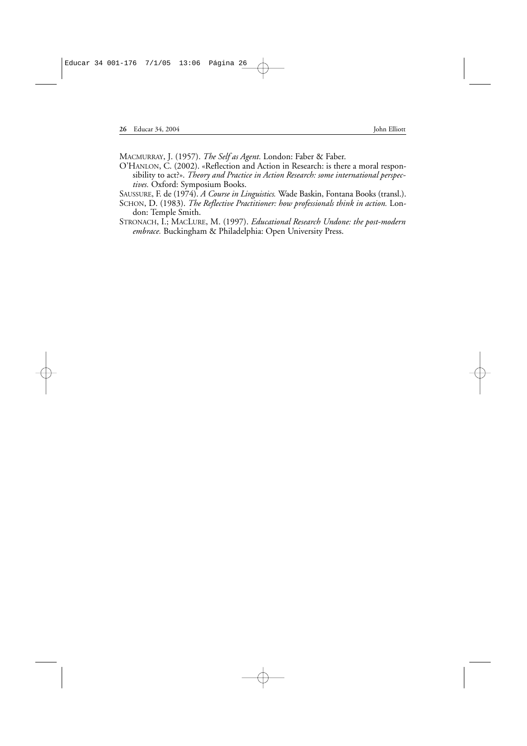MACMURRAY, J. (1957). *The Self as Agent.* London: Faber & Faber.

O'HANLON, C. (2002). «Reflection and Action in Research: is there a moral responsibility to act?». *Theory and Practice in Action Research: some international perspectives.* Oxford: Symposium Books.

SAUSSURE, F. de (1974). *A Course in Linguistics.* Wade Baskin, Fontana Books (transl.).

SCHON, D. (1983). *The Reflective Practitioner: how professionals think in action.* London: Temple Smith.

STRONACH, I.; MACLURE, M. (1997). *Educational Research Undone: the post-modern embrace.* Buckingham & Philadelphia: Open University Press.